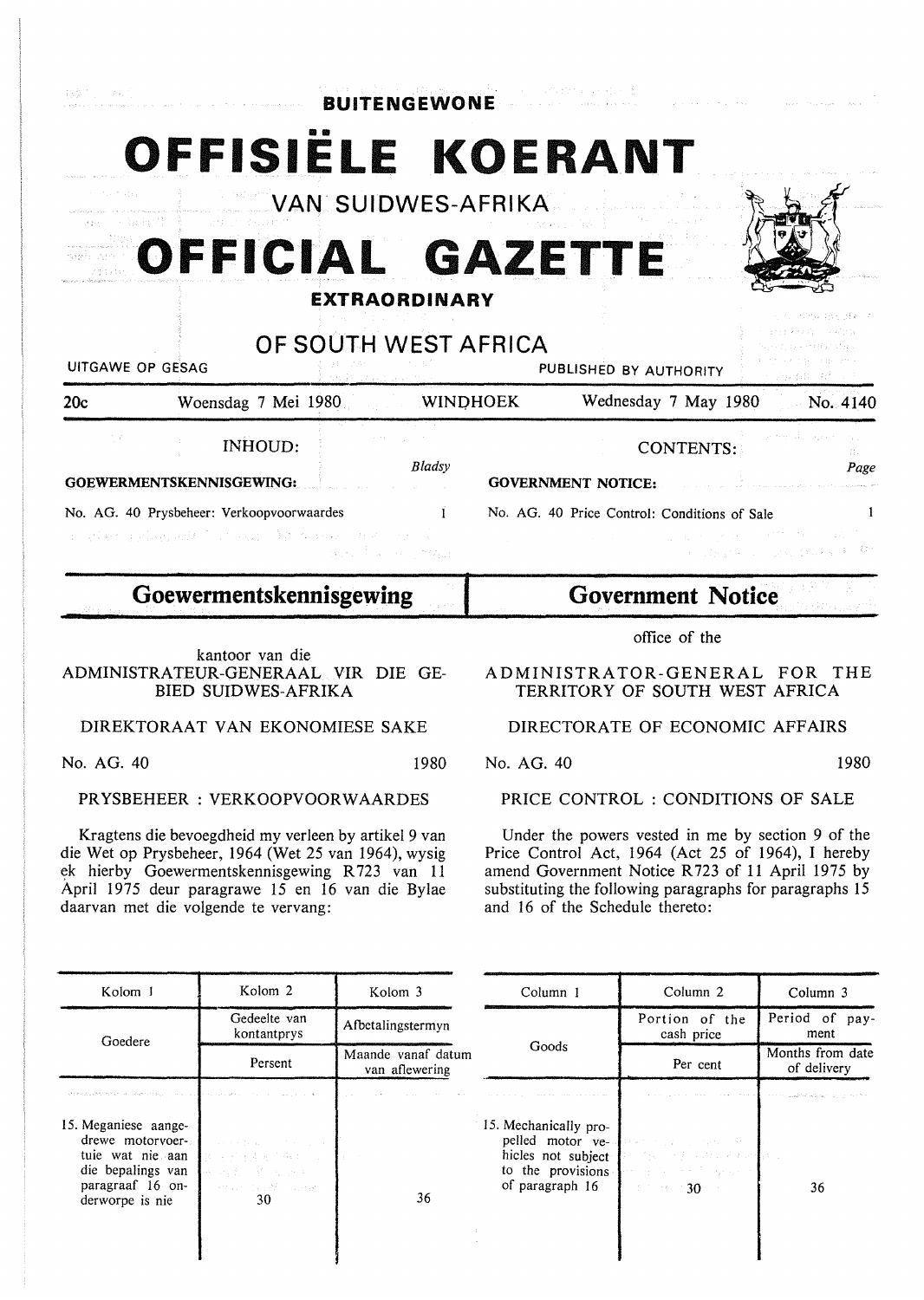**BUITENGEWONE**

# OFFISIËLE KOERANT

VAN SUIDWES-AFRIKA

# OFFICIAL GAZETTE

**EXTRAORDINARY**

OF SOUTH WEST AFRICA

UITGAWE OP GESAG — PUBLISHED BY AUTHORITY

20c — Woensdag 7 Mei 1980 — WINDHOEK — Wednesday 7 May 1980 — No. 4140

| INHOUD: | Bladsy | CONTENTS: | Page |
|---|---|---|---|
| **GOEWERMENTSKENNISGEWING:** | | **GOVERNMENT NOTICE:** | |
| No. AG. 40 Prysbeheer: Verkoopvoorwaardes | 1 | No. AG. 40 Price Control: Conditions of Sale | 1 |

## Goewermentskennisgewing

kantoor van die
ADMINISTRATEUR-GENERAAL VIR DIE GEBIED SUIDWES-AFRIKA

DIREKTORAAT VAN EKONOMIESE SAKE

No. AG. 40 — 1980

PRYSBEHEER : VERKOOPVOORWAARDES

Kragtens die bevoegdheid my verleen by artikel 9 van die Wet op Prysbeheer, 1964 (Wet 25 van 1964), wysig ek hierby Goewermentskennisgewing R723 van 11 April 1975 deur paragrawe 15 en 16 van die Bylae daarvan met die volgende te vervang:

| Kolom 1 | Kolom 2 | Kolom 3 |
|---|---|---|
| Goedere | Gedeelte van kontantprys | Afbetalingstermyn |
| | Persent | Maande vanaf datum van aflewering |
| 15. Meganiese aangedrewe motorvoertuie wat nie aan die bepalings van paragraaf 16 onderworpe is nie | 30 | 36 |

## Government Notice

office of the
ADMINISTRATOR-GENERAL FOR THE TERRITORY OF SOUTH WEST AFRICA

DIRECTORATE OF ECONOMIC AFFAIRS

No. AG. 40 — 1980

PRICE CONTROL : CONDITIONS OF SALE

Under the powers vested in me by section 9 of the Price Control Act, 1964 (Act 25 of 1964), I hereby amend Government Notice R723 of 11 April 1975 by substituting the following paragraphs for paragraphs 15 and 16 of the Schedule thereto:

| Column 1 | Column 2 | Column 3 |
|---|---|---|
| Goods | Portion of the cash price | Period of payment |
| | Per cent | Months from date of delivery |
| 15. Mechanically propelled motor vehicles not subject to the provisions of paragraph 16 | 30 | 36 |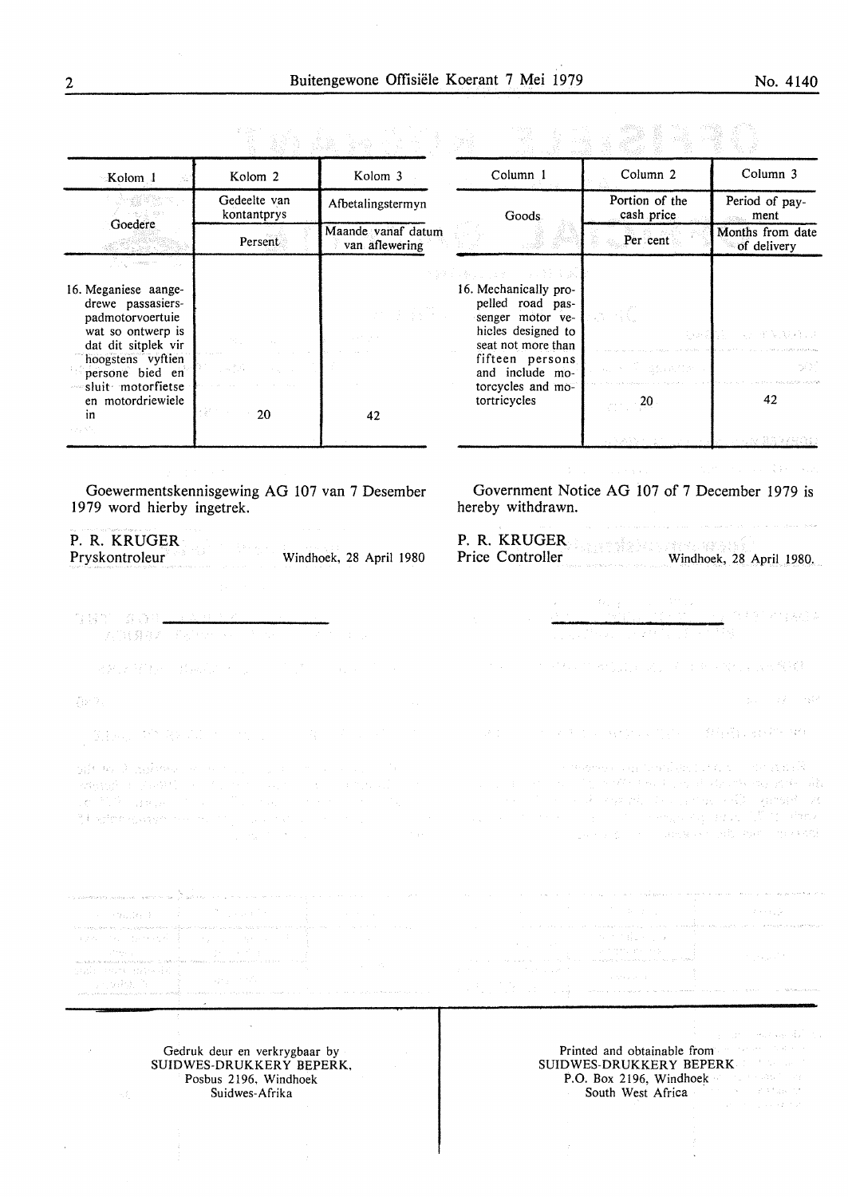| Kolom 1 | Kolom 2 | Kolom 3 |
|---|---|---|
| Goedere | Gedeelte van kontantprys | Afbetalingstermyn |
| | Persent | Maande vanaf datum van aflewering |
| 16. Meganiese aangedrewe passasierspadmotorvoertuie wat so ontwerp is dat dit sitplek vir hoogstens vyftien persone bied en sluit motorfietse en motordriewiele in | 20 | 42 |

Goewermentskennisgewing AG 107 van 7 Desember 1979 word hierby ingetrek.

P. R. KRUGER
Pryskontroleur

Windhoek, 28 April 1980

| Column 1 | Column 2 | Column 3 |
|---|---|---|
| Goods | Portion of the cash price | Period of payment |
| | Per cent | Months from date of delivery |
| 16. Mechanically propelled road passenger motor vehicles designed to seat not more than fifteen persons and include motorcycles and motortricycles | 20 | 42 |

Government Notice AG 107 of 7 December 1979 is hereby withdrawn.

P. R. KRUGER
Price Controller

Windhoek, 28 April 1980.

---

Gedruk deur en verkrygbaar by
SUIDWES-DRUKKERY BEPERK,
Posbus 2196, Windhoek
Suidwes-Afrika

Printed and obtainable from
SUIDWES-DRUKKERY BEPERK
P.O. Box 2196, Windhoek
South West Africa